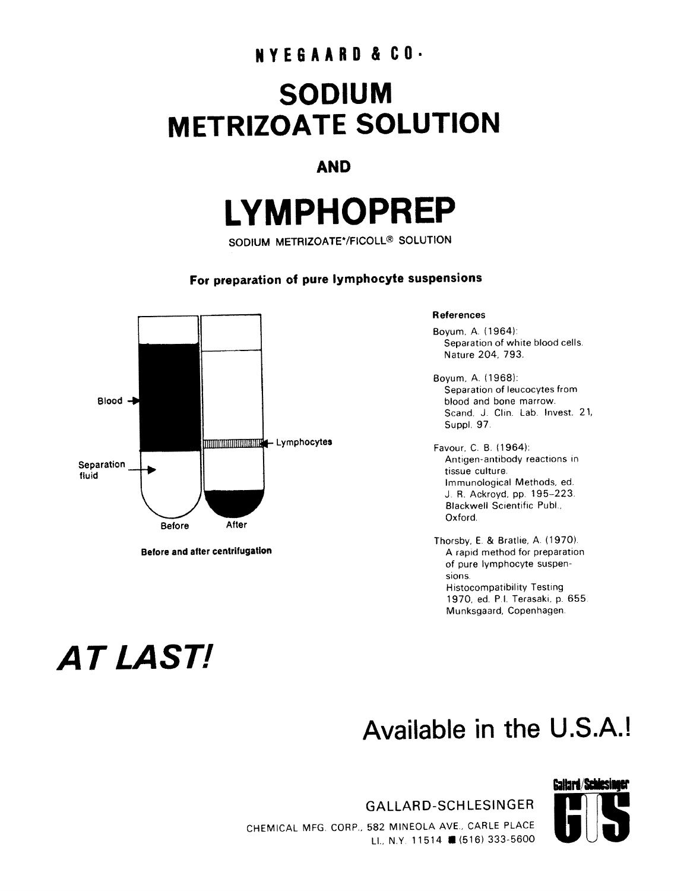NYEGAARD & CO·

# SODIUM METRIZOATE SOLUTION

AND

# LYMPHOPREP

SODIUM METRIZOATE*/FICOLL® SOLUTION

**For preparation of pure lymphocyte suspensions**

Blood

Separation fluid

Lymphocytes

Before

After

**Before and after centrifugation**

**References**

Boyum, A. (1964): Separation of white blood cells. Nature 204, 793.

Boyum, A. (1968): Separation of leucocytes from blood and bone marrow. Scand. J. Clin. Lab. Invest. 21, Suppl. 97.

Favour, C. B. (1964): Antigen-antibody reactions in tissue culture. Immunological Methods, ed. J. R. Ackroyd, pp. 195–223. Blackwell Scientific Publ., Oxford.

Thorsby, E. & Bratlie, A. (1970). A rapid method for preparation of pure lymphocyte suspensions. Histocompatibility Testing 1970, ed. P.I. Terasaki, p. 655. Munksgaard, Copenhagen.

## *AT LAST!*

## Available in the U.S.A.!

GALLARD-SCHLESINGER

CHEMICAL MFG. CORP., 582 MINEOLA AVE., CARLE PLACE L.I., N.Y. 11514 ■ (516) 333-5600

Gallard/Schlesinger GS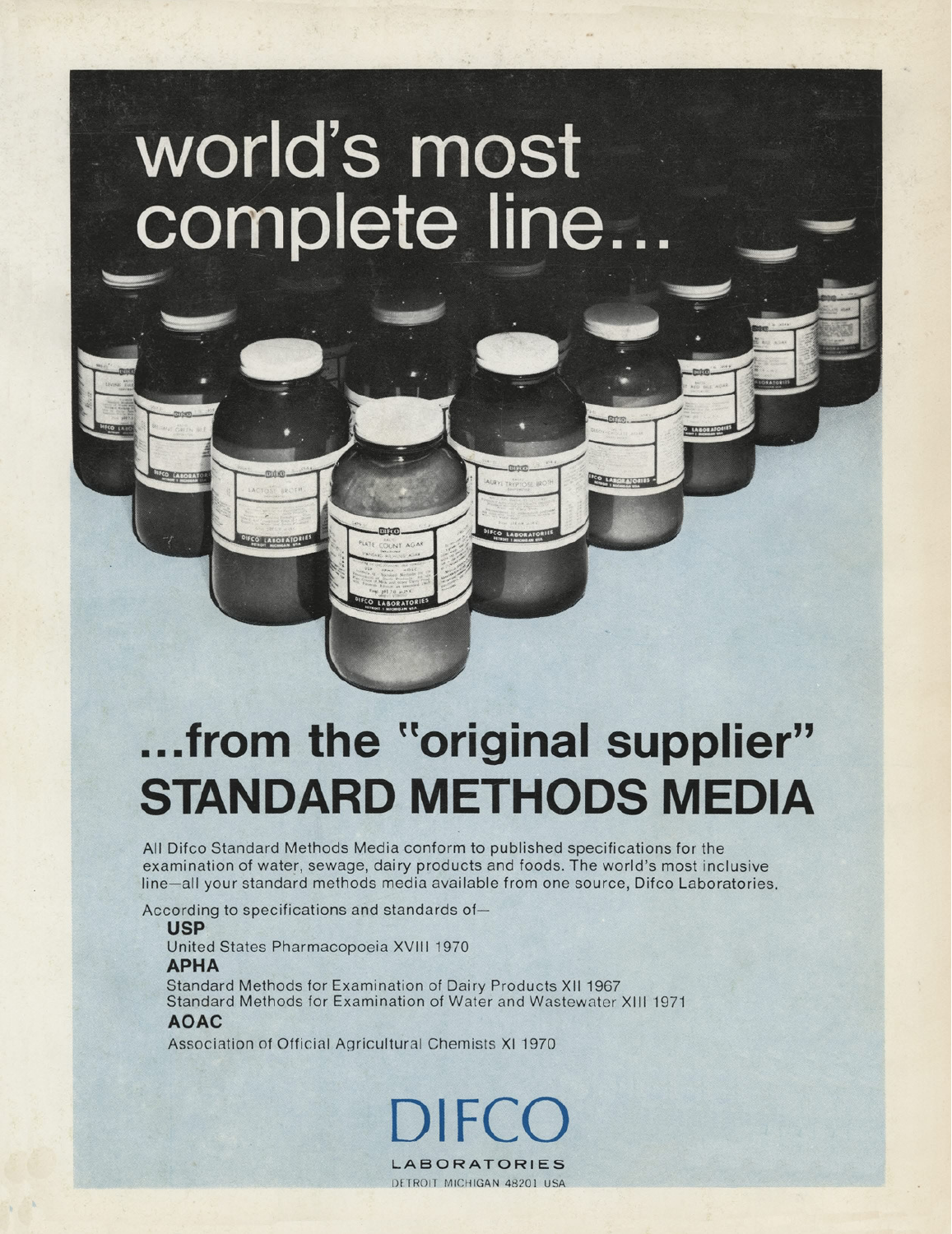# world's most complete line...

# ...from the "original supplier" STANDARD METHODS MEDIA

All Difco Standard Methods Media conform to published specifications for the examination of water, sewage, dairy products and foods. The world's most inclusive line—all your standard methods media available from one source, Difco Laboratories.

According to specifications and standards of—

**USP**

United States Pharmacopoeia XVIII 1970

**APHA**

Standard Methods for Examination of Dairy Products XII 1967

Standard Methods for Examination of Water and Wastewater XIII 1971

**AOAC**

Association of Official Agricultural Chemists XI 1970

DIFCO

LABORATORIES

DETROIT MICHIGAN 48201 USA